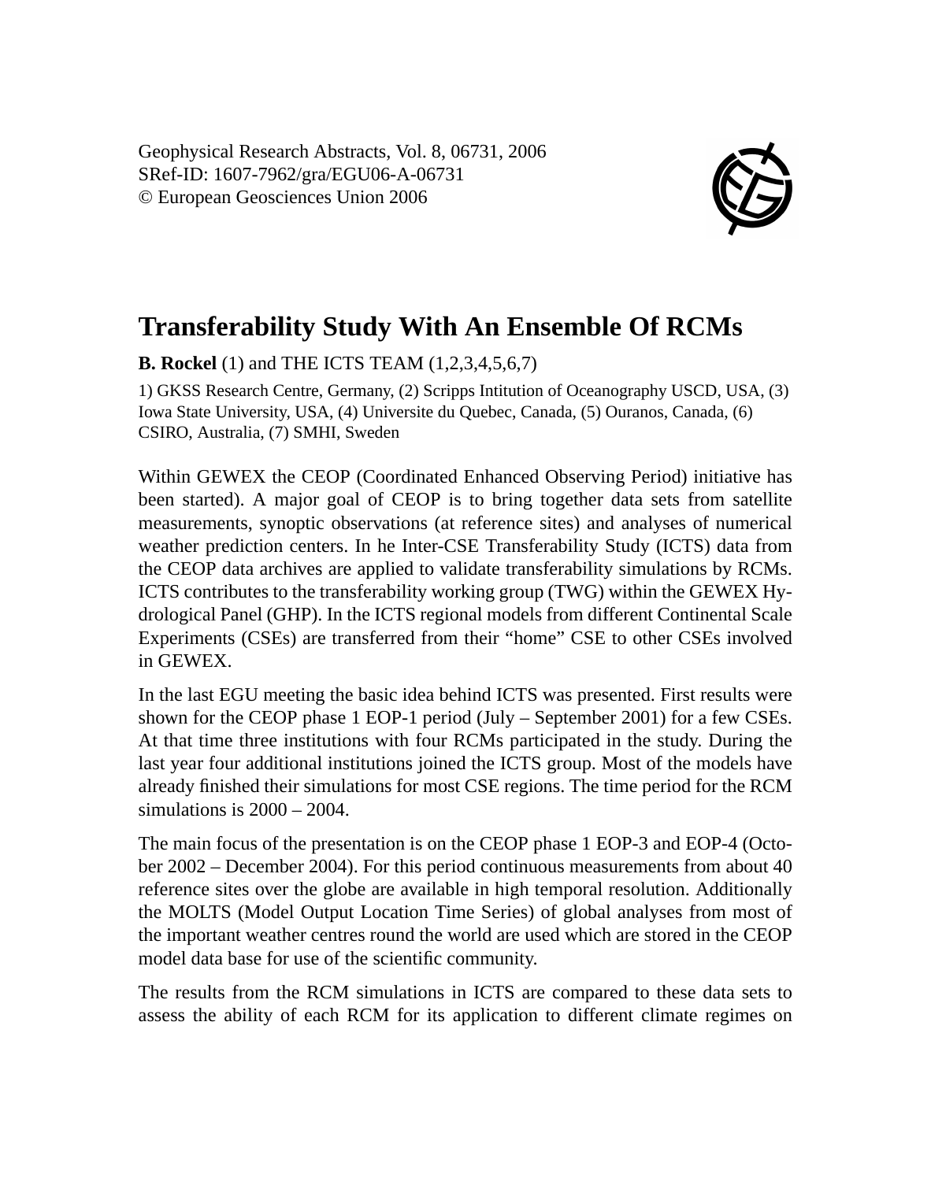Geophysical Research Abstracts, Vol. 8, 06731, 2006
SRef-ID: 1607-7962/gra/EGU06-A-06731
© European Geosciences Union 2006

# Transferability Study With An Ensemble Of RCMs

**B. Rockel** (1) and THE ICTS TEAM (1,2,3,4,5,6,7)

1) GKSS Research Centre, Germany, (2) Scripps Intitution of Oceanography USCD, USA, (3) Iowa State University, USA, (4) Universite du Quebec, Canada, (5) Ouranos, Canada, (6) CSIRO, Australia, (7) SMHI, Sweden

Within GEWEX the CEOP (Coordinated Enhanced Observing Period) initiative has been started). A major goal of CEOP is to bring together data sets from satellite measurements, synoptic observations (at reference sites) and analyses of numerical weather prediction centers. In he Inter-CSE Transferability Study (ICTS) data from the CEOP data archives are applied to validate transferability simulations by RCMs. ICTS contributes to the transferability working group (TWG) within the GEWEX Hydrological Panel (GHP). In the ICTS regional models from different Continental Scale Experiments (CSEs) are transferred from their "home" CSE to other CSEs involved in GEWEX.

In the last EGU meeting the basic idea behind ICTS was presented. First results were shown for the CEOP phase 1 EOP-1 period (July – September 2001) for a few CSEs. At that time three institutions with four RCMs participated in the study. During the last year four additional institutions joined the ICTS group. Most of the models have already finished their simulations for most CSE regions. The time period for the RCM simulations is 2000 – 2004.

The main focus of the presentation is on the CEOP phase 1 EOP-3 and EOP-4 (October 2002 – December 2004). For this period continuous measurements from about 40 reference sites over the globe are available in high temporal resolution. Additionally the MOLTS (Model Output Location Time Series) of global analyses from most of the important weather centres round the world are used which are stored in the CEOP model data base for use of the scientific community.

The results from the RCM simulations in ICTS are compared to these data sets to assess the ability of each RCM for its application to different climate regimes on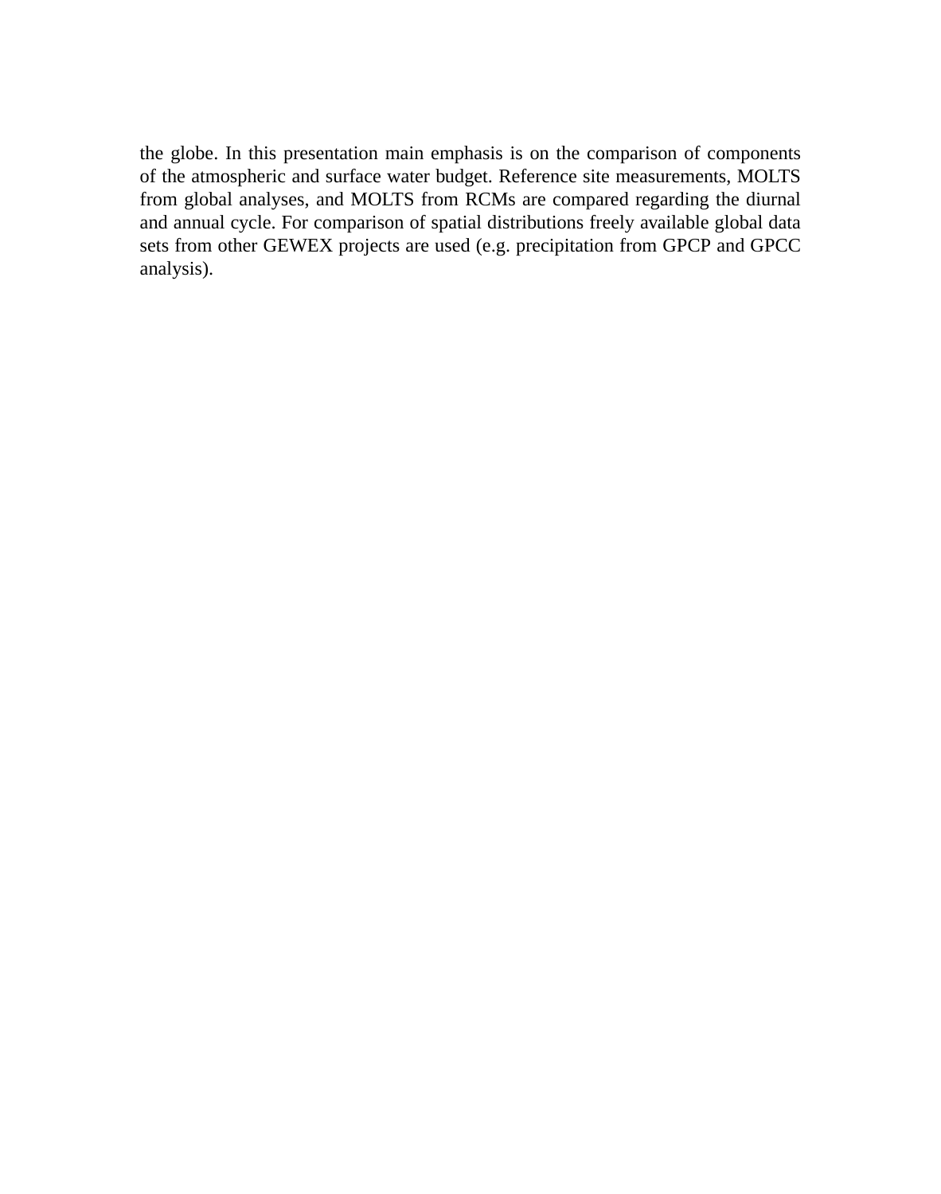the globe. In this presentation main emphasis is on the comparison of components of the atmospheric and surface water budget. Reference site measurements, MOLTS from global analyses, and MOLTS from RCMs are compared regarding the diurnal and annual cycle. For comparison of spatial distributions freely available global data sets from other GEWEX projects are used (e.g. precipitation from GPCP and GPCC analysis).